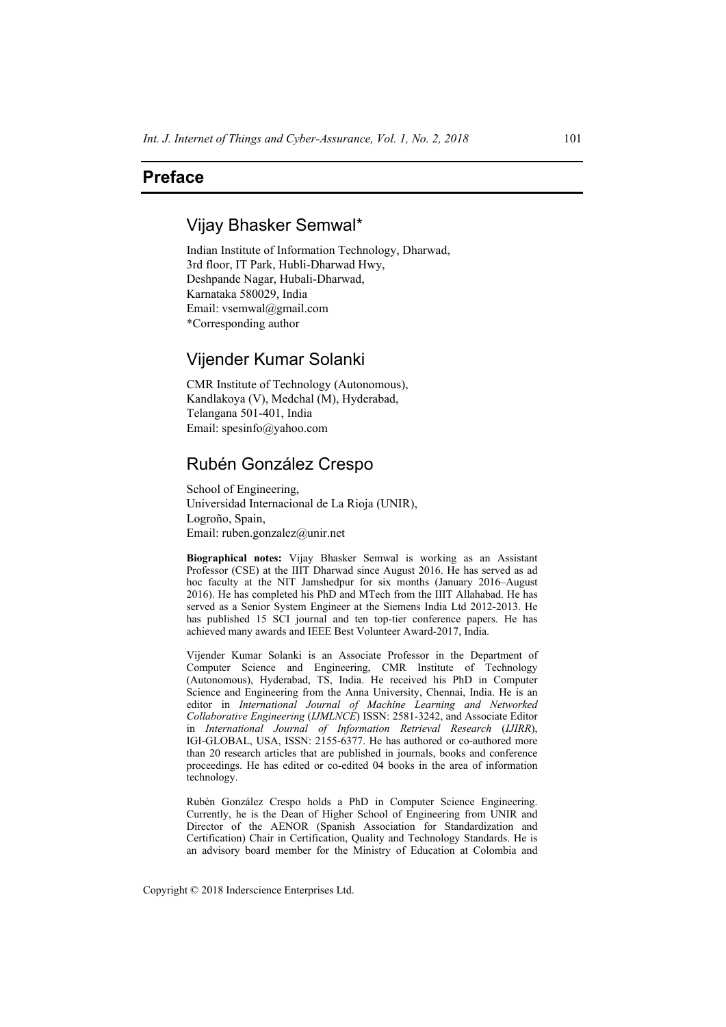# Preface

## Vijay Bhasker Semwal*

Indian Institute of Information Technology, Dharwad,
3rd floor, IT Park, Hubli-Dharwad Hwy,
Deshpande Nagar, Hubali-Dharwad,
Karnataka 580029, India
Email: vsemwal@gmail.com
*Corresponding author

## Vijender Kumar Solanki

CMR Institute of Technology (Autonomous),
Kandlakoya (V), Medchal (M), Hyderabad,
Telangana 501-401, India
Email: spesinfo@yahoo.com

## Rubén González Crespo

School of Engineering,
Universidad Internacional de La Rioja (UNIR),
Logroño, Spain,
Email: ruben.gonzalez@unir.net

**Biographical notes:** Vijay Bhasker Semwal is working as an Assistant Professor (CSE) at the IIIT Dharwad since August 2016. He has served as ad hoc faculty at the NIT Jamshedpur for six months (January 2016–August 2016). He has completed his PhD and MTech from the IIIT Allahabad. He has served as a Senior System Engineer at the Siemens India Ltd 2012-2013. He has published 15 SCI journal and ten top-tier conference papers. He has achieved many awards and IEEE Best Volunteer Award-2017, India.

Vijender Kumar Solanki is an Associate Professor in the Department of Computer Science and Engineering, CMR Institute of Technology (Autonomous), Hyderabad, TS, India. He received his PhD in Computer Science and Engineering from the Anna University, Chennai, India. He is an editor in *International Journal of Machine Learning and Networked Collaborative Engineering* (*IJMLNCE*) ISSN: 2581-3242, and Associate Editor in *International Journal of Information Retrieval Research* (*IJIRR*), IGI-GLOBAL, USA, ISSN: 2155-6377. He has authored or co-authored more than 20 research articles that are published in journals, books and conference proceedings. He has edited or co-edited 04 books in the area of information technology.

Rubén González Crespo holds a PhD in Computer Science Engineering. Currently, he is the Dean of Higher School of Engineering from UNIR and Director of the AENOR (Spanish Association for Standardization and Certification) Chair in Certification, Quality and Technology Standards. He is an advisory board member for the Ministry of Education at Colombia and

Copyright © 2018 Inderscience Enterprises Ltd.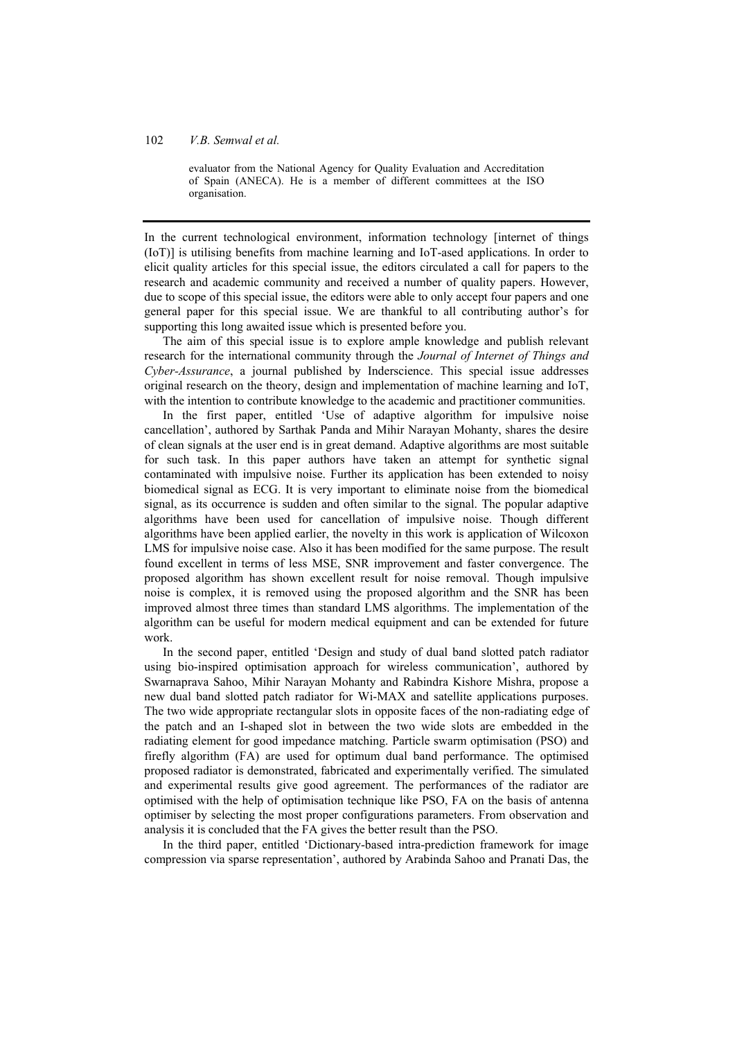evaluator from the National Agency for Quality Evaluation and Accreditation of Spain (ANECA). He is a member of different committees at the ISO organisation.

---

In the current technological environment, information technology [internet of things (IoT)] is utilising benefits from machine learning and IoT-ased applications. In order to elicit quality articles for this special issue, the editors circulated a call for papers to the research and academic community and received a number of quality papers. However, due to scope of this special issue, the editors were able to only accept four papers and one general paper for this special issue. We are thankful to all contributing author's for supporting this long awaited issue which is presented before you.

The aim of this special issue is to explore ample knowledge and publish relevant research for the international community through the *Journal of Internet of Things and Cyber-Assurance*, a journal published by Inderscience. This special issue addresses original research on the theory, design and implementation of machine learning and IoT, with the intention to contribute knowledge to the academic and practitioner communities.

In the first paper, entitled 'Use of adaptive algorithm for impulsive noise cancellation', authored by Sarthak Panda and Mihir Narayan Mohanty, shares the desire of clean signals at the user end is in great demand. Adaptive algorithms are most suitable for such task. In this paper authors have taken an attempt for synthetic signal contaminated with impulsive noise. Further its application has been extended to noisy biomedical signal as ECG. It is very important to eliminate noise from the biomedical signal, as its occurrence is sudden and often similar to the signal. The popular adaptive algorithms have been used for cancellation of impulsive noise. Though different algorithms have been applied earlier, the novelty in this work is application of Wilcoxon LMS for impulsive noise case. Also it has been modified for the same purpose. The result found excellent in terms of less MSE, SNR improvement and faster convergence. The proposed algorithm has shown excellent result for noise removal. Though impulsive noise is complex, it is removed using the proposed algorithm and the SNR has been improved almost three times than standard LMS algorithms. The implementation of the algorithm can be useful for modern medical equipment and can be extended for future work.

In the second paper, entitled 'Design and study of dual band slotted patch radiator using bio-inspired optimisation approach for wireless communication', authored by Swarnaprava Sahoo, Mihir Narayan Mohanty and Rabindra Kishore Mishra, propose a new dual band slotted patch radiator for Wi-MAX and satellite applications purposes. The two wide appropriate rectangular slots in opposite faces of the non-radiating edge of the patch and an I-shaped slot in between the two wide slots are embedded in the radiating element for good impedance matching. Particle swarm optimisation (PSO) and firefly algorithm (FA) are used for optimum dual band performance. The optimised proposed radiator is demonstrated, fabricated and experimentally verified. The simulated and experimental results give good agreement. The performances of the radiator are optimised with the help of optimisation technique like PSO, FA on the basis of antenna optimiser by selecting the most proper configurations parameters. From observation and analysis it is concluded that the FA gives the better result than the PSO.

In the third paper, entitled 'Dictionary-based intra-prediction framework for image compression via sparse representation', authored by Arabinda Sahoo and Pranati Das, the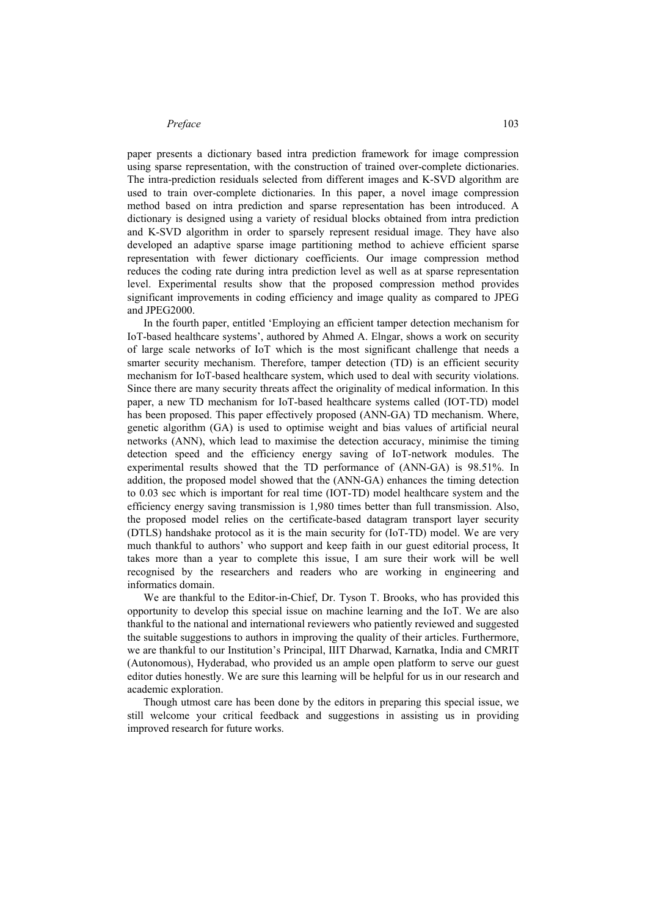paper presents a dictionary based intra prediction framework for image compression using sparse representation, with the construction of trained over-complete dictionaries. The intra-prediction residuals selected from different images and K-SVD algorithm are used to train over-complete dictionaries. In this paper, a novel image compression method based on intra prediction and sparse representation has been introduced. A dictionary is designed using a variety of residual blocks obtained from intra prediction and K-SVD algorithm in order to sparsely represent residual image. They have also developed an adaptive sparse image partitioning method to achieve efficient sparse representation with fewer dictionary coefficients. Our image compression method reduces the coding rate during intra prediction level as well as at sparse representation level. Experimental results show that the proposed compression method provides significant improvements in coding efficiency and image quality as compared to JPEG and JPEG2000.

In the fourth paper, entitled 'Employing an efficient tamper detection mechanism for IoT-based healthcare systems', authored by Ahmed A. Elngar, shows a work on security of large scale networks of IoT which is the most significant challenge that needs a smarter security mechanism. Therefore, tamper detection (TD) is an efficient security mechanism for IoT-based healthcare system, which used to deal with security violations. Since there are many security threats affect the originality of medical information. In this paper, a new TD mechanism for IoT-based healthcare systems called (IOT-TD) model has been proposed. This paper effectively proposed (ANN-GA) TD mechanism. Where, genetic algorithm (GA) is used to optimise weight and bias values of artificial neural networks (ANN), which lead to maximise the detection accuracy, minimise the timing detection speed and the efficiency energy saving of IoT-network modules. The experimental results showed that the TD performance of (ANN-GA) is 98.51%. In addition, the proposed model showed that the (ANN-GA) enhances the timing detection to 0.03 sec which is important for real time (IOT-TD) model healthcare system and the efficiency energy saving transmission is 1,980 times better than full transmission. Also, the proposed model relies on the certificate-based datagram transport layer security (DTLS) handshake protocol as it is the main security for (IoT-TD) model. We are very much thankful to authors' who support and keep faith in our guest editorial process, It takes more than a year to complete this issue, I am sure their work will be well recognised by the researchers and readers who are working in engineering and informatics domain.

We are thankful to the Editor-in-Chief, Dr. Tyson T. Brooks, who has provided this opportunity to develop this special issue on machine learning and the IoT. We are also thankful to the national and international reviewers who patiently reviewed and suggested the suitable suggestions to authors in improving the quality of their articles. Furthermore, we are thankful to our Institution's Principal, IIIT Dharwad, Karnatka, India and CMRIT (Autonomous), Hyderabad, who provided us an ample open platform to serve our guest editor duties honestly. We are sure this learning will be helpful for us in our research and academic exploration.

Though utmost care has been done by the editors in preparing this special issue, we still welcome your critical feedback and suggestions in assisting us in providing improved research for future works.